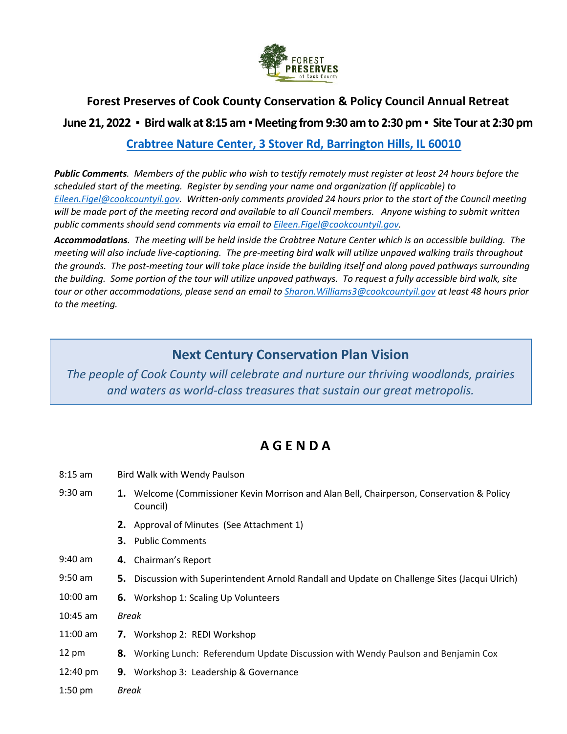# Forest Preserves of Cook County Conservation & Policy Council Annual Retreat

## June 21, 2022 ▪ Bird walk at 8:15 am ▪ Meeting from 9:30 am to 2:30 pm ▪ Site Tour at 2:30 pm

### [Crabtree Nature Center, 3 Stover Rd, Barrington Hills, IL 60010]

***Public Comments**. Members of the public who wish to testify remotely must register at least 24 hours before the scheduled start of the meeting. Register by sending your name and organization (if applicable) to Eileen.Figel@cookcountyil.gov. Written-only comments provided 24 hours prior to the start of the Council meeting will be made part of the meeting record and available to all Council members. Anyone wishing to submit written public comments should send comments via email to Eileen.Figel@cookcountyil.gov.*

***Accommodations**. The meeting will be held inside the Crabtree Nature Center which is an accessible building. The meeting will also include live-captioning. The pre-meeting bird walk will utilize unpaved walking trails throughout the grounds. The post-meeting tour will take place inside the building itself and along paved pathways surrounding the building. Some portion of the tour will utilize unpaved pathways. To request a fully accessible bird walk, site tour or other accommodations, please send an email to Sharon.Williams3@cookcountyil.gov at least 48 hours prior to the meeting.*

## Next Century Conservation Plan Vision

*The people of Cook County will celebrate and nurture our thriving woodlands, prairies and waters as world-class treasures that sustain our great metropolis.*

## A G E N D A

| | |
|---|---|
| 8:15 am | Bird Walk with Wendy Paulson |
| 9:30 am | **1.** Welcome (Commissioner Kevin Morrison and Alan Bell, Chairperson, Conservation & Policy Council) |
| | **2.** Approval of Minutes (See Attachment 1) |
| | **3.** Public Comments |
| 9:40 am | **4.** Chairman's Report |
| 9:50 am | **5.** Discussion with Superintendent Arnold Randall and Update on Challenge Sites (Jacqui Ulrich) |
| 10:00 am | **6.** Workshop 1: Scaling Up Volunteers |
| 10:45 am | *Break* |
| 11:00 am | **7.** Workshop 2: REDI Workshop |
| 12 pm | **8.** Working Lunch: Referendum Update Discussion with Wendy Paulson and Benjamin Cox |
| 12:40 pm | **9.** Workshop 3: Leadership & Governance |
| 1:50 pm | *Break* |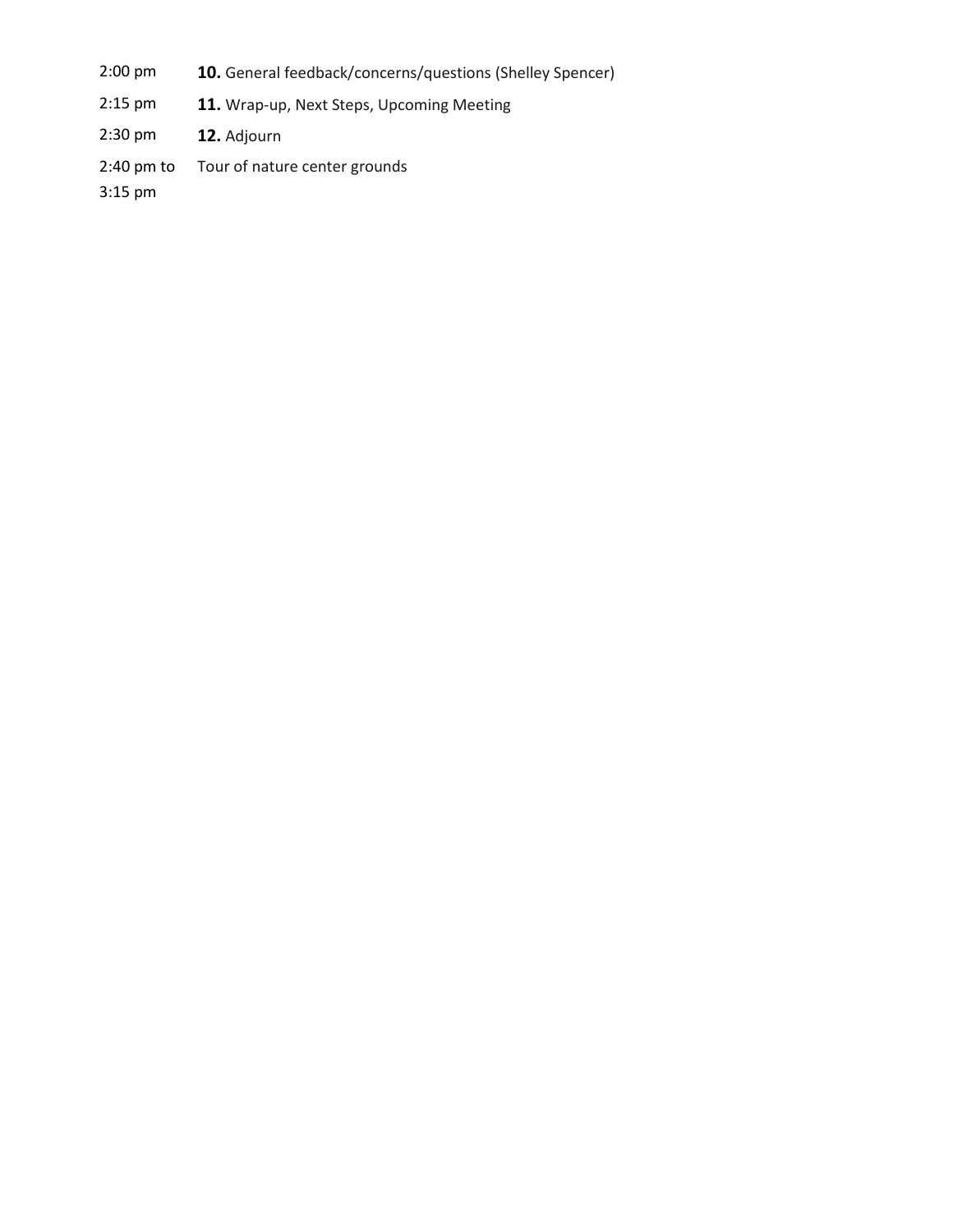| | |
|---|---|
| 2:00 pm | **10.** General feedback/concerns/questions (Shelley Spencer) |
| 2:15 pm | **11.** Wrap-up, Next Steps, Upcoming Meeting |
| 2:30 pm | **12.** Adjourn |
| 2:40 pm to 3:15 pm | Tour of nature center grounds |